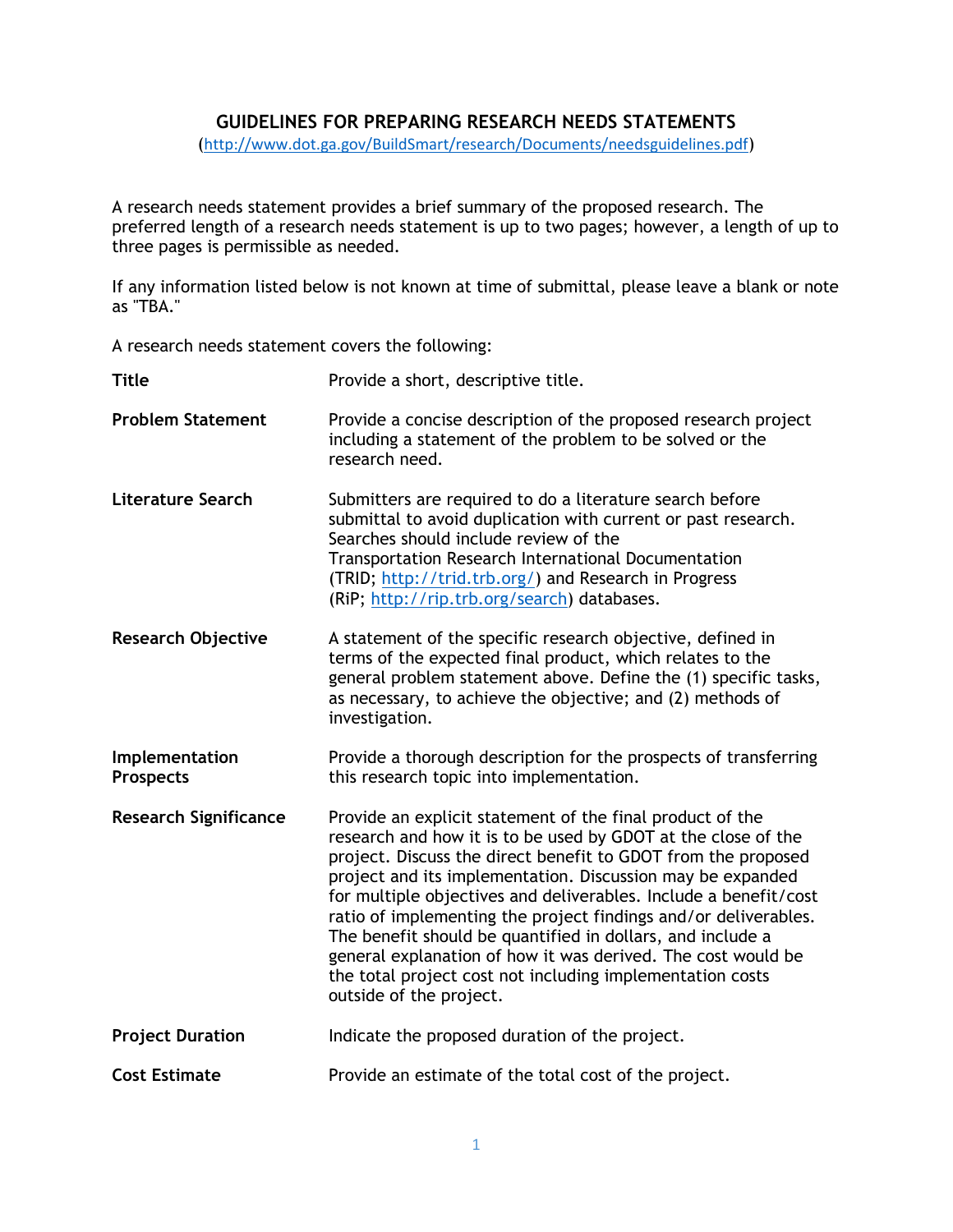# GUIDELINES FOR PREPARING RESEARCH NEEDS STATEMENTS

(http://www.dot.ga.gov/BuildSmart/research/Documents/needsguidelines.pdf)

A research needs statement provides a brief summary of the proposed research. The preferred length of a research needs statement is up to two pages; however, a length of up to three pages is permissible as needed.

If any information listed below is not known at time of submittal, please leave a blank or note as "TBA."

A research needs statement covers the following:

| | |
|---|---|
| **Title** | Provide a short, descriptive title. |
| **Problem Statement** | Provide a concise description of the proposed research project including a statement of the problem to be solved or the research need. |
| **Literature Search** | Submitters are required to do a literature search before submittal to avoid duplication with current or past research. Searches should include review of the Transportation Research International Documentation (TRID; http://trid.trb.org/) and Research in Progress (RiP; http://rip.trb.org/search) databases. |
| **Research Objective** | A statement of the specific research objective, defined in terms of the expected final product, which relates to the general problem statement above. Define the (1) specific tasks, as necessary, to achieve the objective; and (2) methods of investigation. |
| **Implementation Prospects** | Provide a thorough description for the prospects of transferring this research topic into implementation. |
| **Research Significance** | Provide an explicit statement of the final product of the research and how it is to be used by GDOT at the close of the project. Discuss the direct benefit to GDOT from the proposed project and its implementation. Discussion may be expanded for multiple objectives and deliverables. Include a benefit/cost ratio of implementing the project findings and/or deliverables. The benefit should be quantified in dollars, and include a general explanation of how it was derived. The cost would be the total project cost not including implementation costs outside of the project. |
| **Project Duration** | Indicate the proposed duration of the project. |
| **Cost Estimate** | Provide an estimate of the total cost of the project. |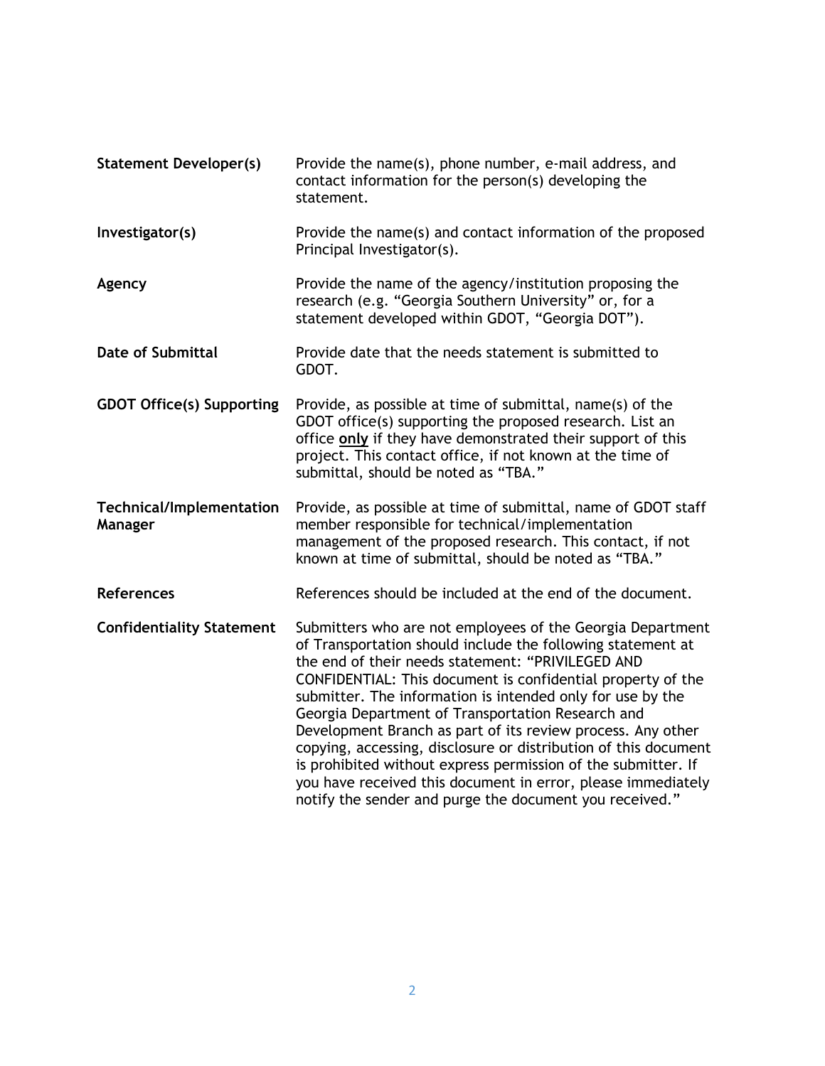| | |
|---|---|
| **Statement Developer(s)** | Provide the name(s), phone number, e-mail address, and contact information for the person(s) developing the statement. |
| **Investigator(s)** | Provide the name(s) and contact information of the proposed Principal Investigator(s). |
| **Agency** | Provide the name of the agency/institution proposing the research (e.g. "Georgia Southern University" or, for a statement developed within GDOT, "Georgia DOT"). |
| **Date of Submittal** | Provide date that the needs statement is submitted to GDOT. |
| **GDOT Office(s) Supporting** | Provide, as possible at time of submittal, name(s) of the GDOT office(s) supporting the proposed research. List an office **only** if they have demonstrated their support of this project. This contact office, if not known at the time of submittal, should be noted as "TBA." |
| **Technical/Implementation Manager** | Provide, as possible at time of submittal, name of GDOT staff member responsible for technical/implementation management of the proposed research. This contact, if not known at time of submittal, should be noted as "TBA." |
| **References** | References should be included at the end of the document. |
| **Confidentiality Statement** | Submitters who are not employees of the Georgia Department of Transportation should include the following statement at the end of their needs statement: "PRIVILEGED AND CONFIDENTIAL: This document is confidential property of the submitter. The information is intended only for use by the Georgia Department of Transportation Research and Development Branch as part of its review process. Any other copying, accessing, disclosure or distribution of this document is prohibited without express permission of the submitter. If you have received this document in error, please immediately notify the sender and purge the document you received." |